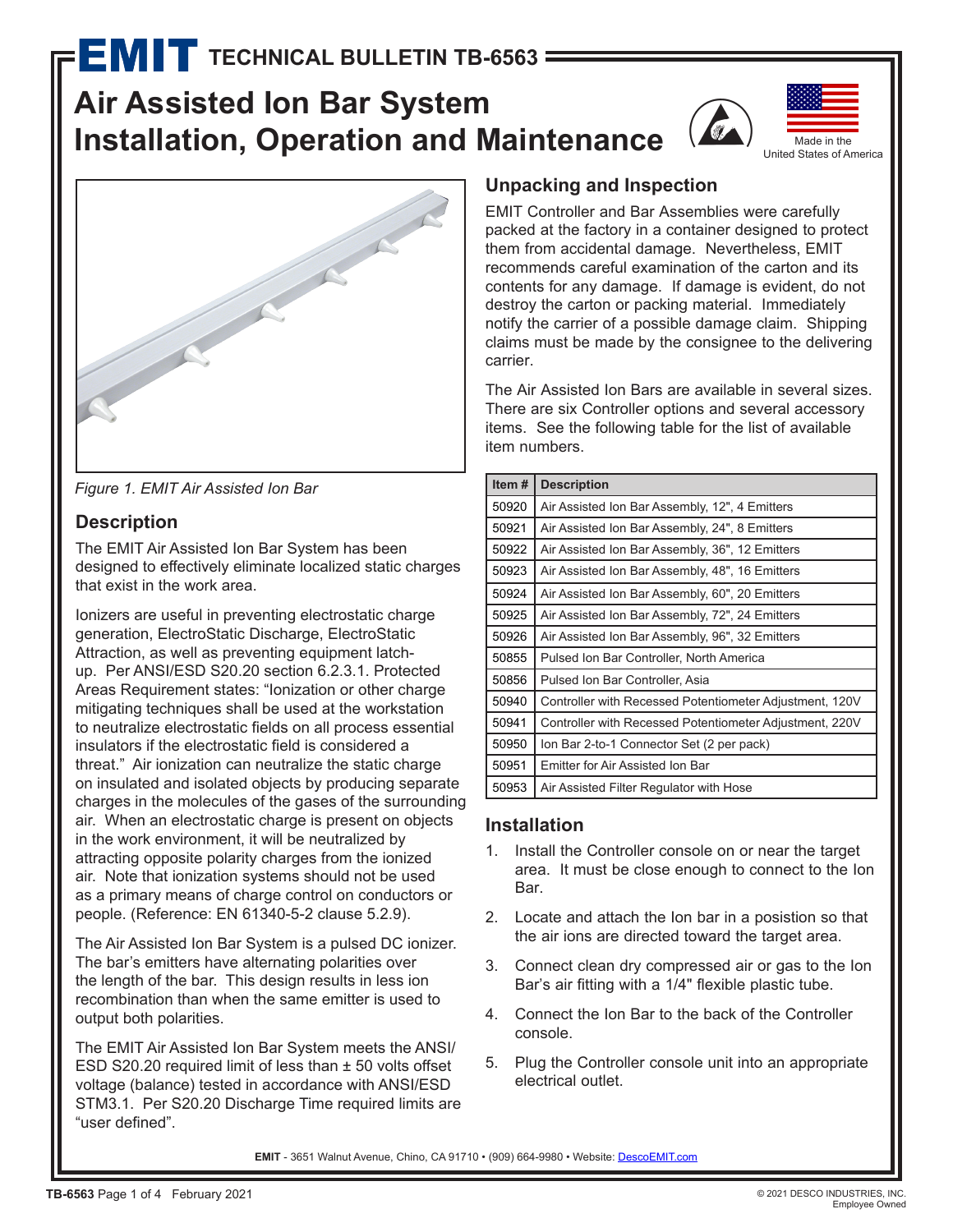# EMIT TECHNICAL BULLETIN TB-6563

# Air Assisted Ion Bar System Installation, Operation and Maintenance

Made in the United States of America

*Figure 1. EMIT Air Assisted Ion Bar*

## Description

The EMIT Air Assisted Ion Bar System has been designed to effectively eliminate localized static charges that exist in the work area.

Ionizers are useful in preventing electrostatic charge generation, ElectroStatic Discharge, ElectroStatic Attraction, as well as preventing equipment latch-up. Per ANSI/ESD S20.20 section 6.2.3.1. Protected Areas Requirement states: "Ionization or other charge mitigating techniques shall be used at the workstation to neutralize electrostatic fields on all process essential insulators if the electrostatic field is considered a threat." Air ionization can neutralize the static charge on insulated and isolated objects by producing separate charges in the molecules of the gases of the surrounding air. When an electrostatic charge is present on objects in the work environment, it will be neutralized by attracting opposite polarity charges from the ionized air. Note that ionization systems should not be used as a primary means of charge control on conductors or people. (Reference: EN 61340-5-2 clause 5.2.9).

The Air Assisted Ion Bar System is a pulsed DC ionizer. The bar's emitters have alternating polarities over the length of the bar. This design results in less ion recombination than when the same emitter is used to output both polarities.

The EMIT Air Assisted Ion Bar System meets the ANSI/ESD S20.20 required limit of less than ± 50 volts offset voltage (balance) tested in accordance with ANSI/ESD STM3.1. Per S20.20 Discharge Time required limits are "user defined".

## Unpacking and Inspection

EMIT Controller and Bar Assemblies were carefully packed at the factory in a container designed to protect them from accidental damage. Nevertheless, EMIT recommends careful examination of the carton and its contents for any damage. If damage is evident, do not destroy the carton or packing material. Immediately notify the carrier of a possible damage claim. Shipping claims must be made by the consignee to the delivering carrier.

The Air Assisted Ion Bars are available in several sizes. There are six Controller options and several accessory items. See the following table for the list of available item numbers.

| Item # | Description |
|---|---|
| 50920 | Air Assisted Ion Bar Assembly, 12", 4 Emitters |
| 50921 | Air Assisted Ion Bar Assembly, 24", 8 Emitters |
| 50922 | Air Assisted Ion Bar Assembly, 36", 12 Emitters |
| 50923 | Air Assisted Ion Bar Assembly, 48", 16 Emitters |
| 50924 | Air Assisted Ion Bar Assembly, 60", 20 Emitters |
| 50925 | Air Assisted Ion Bar Assembly, 72", 24 Emitters |
| 50926 | Air Assisted Ion Bar Assembly, 96", 32 Emitters |
| 50855 | Pulsed Ion Bar Controller, North America |
| 50856 | Pulsed Ion Bar Controller, Asia |
| 50940 | Controller with Recessed Potentiometer Adjustment, 120V |
| 50941 | Controller with Recessed Potentiometer Adjustment, 220V |
| 50950 | Ion Bar 2-to-1 Connector Set (2 per pack) |
| 50951 | Emitter for Air Assisted Ion Bar |
| 50953 | Air Assisted Filter Regulator with Hose |

## Installation

1. Install the Controller console on or near the target area. It must be close enough to connect to the Ion Bar.
2. Locate and attach the Ion bar in a posistion so that the air ions are directed toward the target area.
3. Connect clean dry compressed air or gas to the Ion Bar's air fitting with a 1/4" flexible plastic tube.
4. Connect the Ion Bar to the back of the Controller console.
5. Plug the Controller console unit into an appropriate electrical outlet.

**EMIT** - 3651 Walnut Avenue, Chino, CA 91710 • (909) 664-9980 • Website: DescoEMIT.com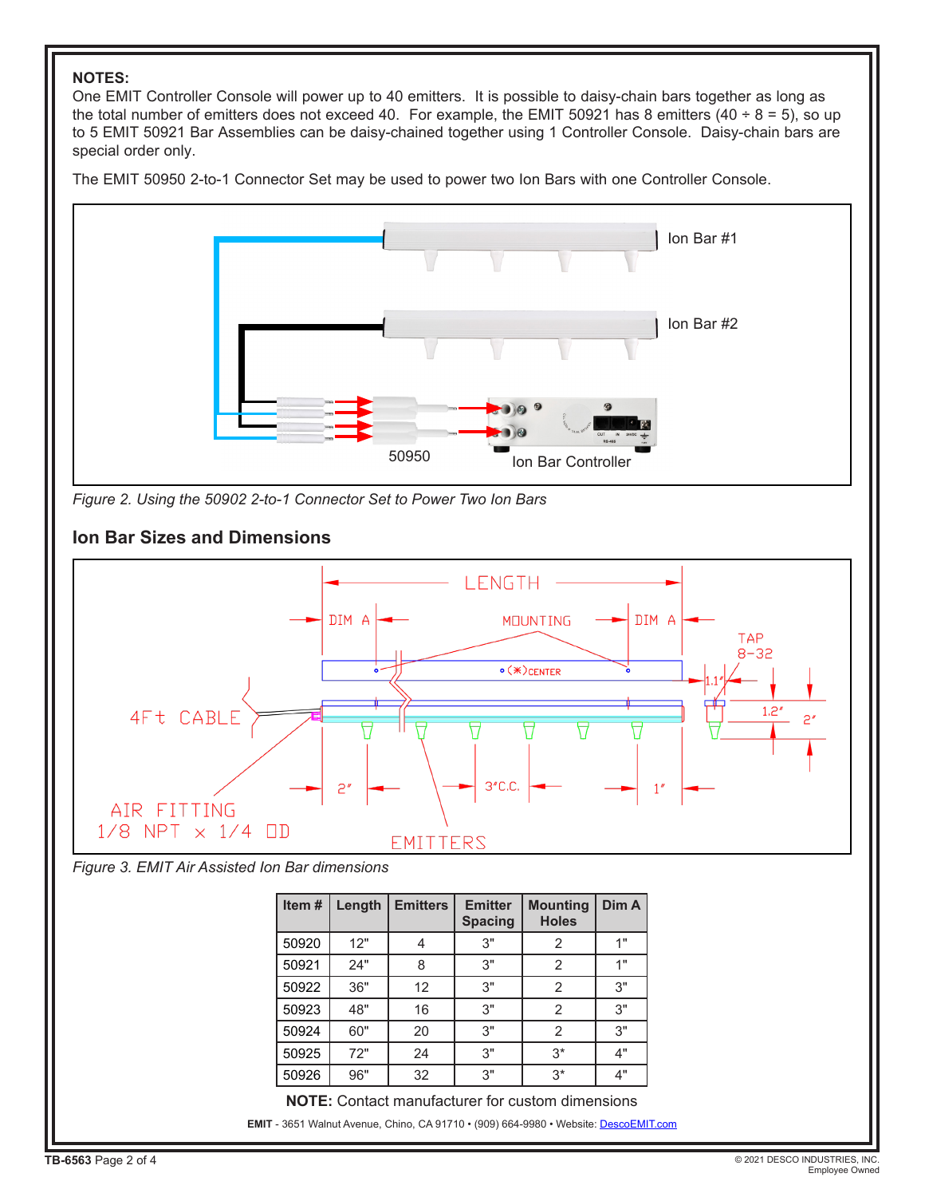**NOTES:**
One EMIT Controller Console will power up to 40 emitters. It is possible to daisy-chain bars together as long as the total number of emitters does not exceed 40. For example, the EMIT 50921 has 8 emitters (40 ÷ 8 = 5), so up to 5 EMIT 50921 Bar Assemblies can be daisy-chained together using 1 Controller Console. Daisy-chain bars are special order only.

The EMIT 50950 2-to-1 Connector Set may be used to power two Ion Bars with one Controller Console.

*Figure 2. Using the 50902 2-to-1 Connector Set to Power Two Ion Bars*

## Ion Bar Sizes and Dimensions

*Figure 3. EMIT Air Assisted Ion Bar dimensions*

| Item # | Length | Emitters | Emitter Spacing | Mounting Holes | Dim A |
|---|---|---|---|---|---|
| 50920 | 12" | 4 | 3" | 2 | 1" |
| 50921 | 24" | 8 | 3" | 2 | 1" |
| 50922 | 36" | 12 | 3" | 2 | 3" |
| 50923 | 48" | 16 | 3" | 2 | 3" |
| 50924 | 60" | 20 | 3" | 2 | 3" |
| 50925 | 72" | 24 | 3" | 3* | 4" |
| 50926 | 96" | 32 | 3" | 3* | 4" |

**NOTE:** Contact manufacturer for custom dimensions

**EMIT** - 3651 Walnut Avenue, Chino, CA 91710 • (909) 664-9980 • Website: DescoEMIT.com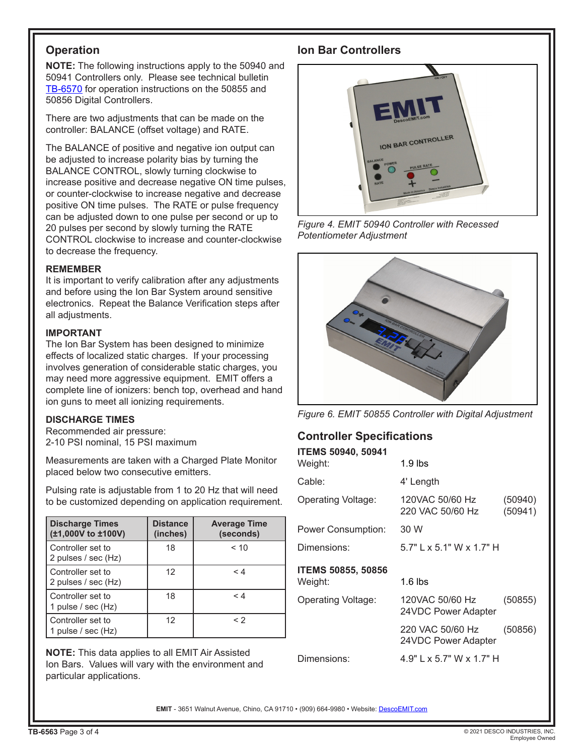## Operation

**NOTE:** The following instructions apply to the 50940 and 50941 Controllers only. Please see technical bulletin TB-6570 for operation instructions on the 50855 and 50856 Digital Controllers.

There are two adjustments that can be made on the controller: BALANCE (offset voltage) and RATE.

The BALANCE of positive and negative ion output can be adjusted to increase polarity bias by turning the BALANCE CONTROL, slowly turning clockwise to increase positive and decrease negative ON time pulses, or counter-clockwise to increase negative and decrease positive ON time pulses. The RATE or pulse frequency can be adjusted down to one pulse per second or up to 20 pulses per second by slowly turning the RATE CONTROL clockwise to increase and counter-clockwise to decrease the frequency.

### REMEMBER

It is important to verify calibration after any adjustments and before using the Ion Bar System around sensitive electronics. Repeat the Balance Verification steps after all adjustments.

### IMPORTANT

The Ion Bar System has been designed to minimize effects of localized static charges. If your processing involves generation of considerable static charges, you may need more aggressive equipment. EMIT offers a complete line of ionizers: bench top, overhead and hand ion guns to meet all ionizing requirements.

### DISCHARGE TIMES

Recommended air pressure:
2-10 PSI nominal, 15 PSI maximum

Measurements are taken with a Charged Plate Monitor placed below two consecutive emitters.

Pulsing rate is adjustable from 1 to 20 Hz that will need to be customized depending on application requirement.

| Discharge Times (±1,000V to ±100V) | Distance (inches) | Average Time (seconds) |
|---|---|---|
| Controller set to 2 pulses / sec (Hz) | 18 | < 10 |
| Controller set to 2 pulses / sec (Hz) | 12 | < 4 |
| Controller set to 1 pulse / sec (Hz) | 18 | < 4 |
| Controller set to 1 pulse / sec (Hz) | 12 | < 2 |

**NOTE:** This data applies to all EMIT Air Assisted Ion Bars. Values will vary with the environment and particular applications.

## Ion Bar Controllers

*Figure 4. EMIT 50940 Controller with Recessed Potentiometer Adjustment*

*Figure 6. EMIT 50855 Controller with Digital Adjustment*

## Controller Specifications

**ITEMS 50940, 50941**

| | | |
|---|---|---|
| Weight: | 1.9 lbs | |
| Cable: | 4' Length | |
| Operating Voltage: | 120VAC 50/60 Hz | (50940) |
| | 220 VAC 50/60 Hz | (50941) |
| Power Consumption: | 30 W | |
| Dimensions: | 5.7" L x 5.1" W x 1.7" H | |

**ITEMS 50855, 50856**

| | | |
|---|---|---|
| Weight: | 1.6 lbs | |
| Operating Voltage: | 120VAC 50/60 Hz 24VDC Power Adapter | (50855) |
| | 220 VAC 50/60 Hz 24VDC Power Adapter | (50856) |
| Dimensions: | 4.9" L x 5.7" W x 1.7" H | |

**EMIT** - 3651 Walnut Avenue, Chino, CA 91710 • (909) 664-9980 • Website: DescoEMIT.com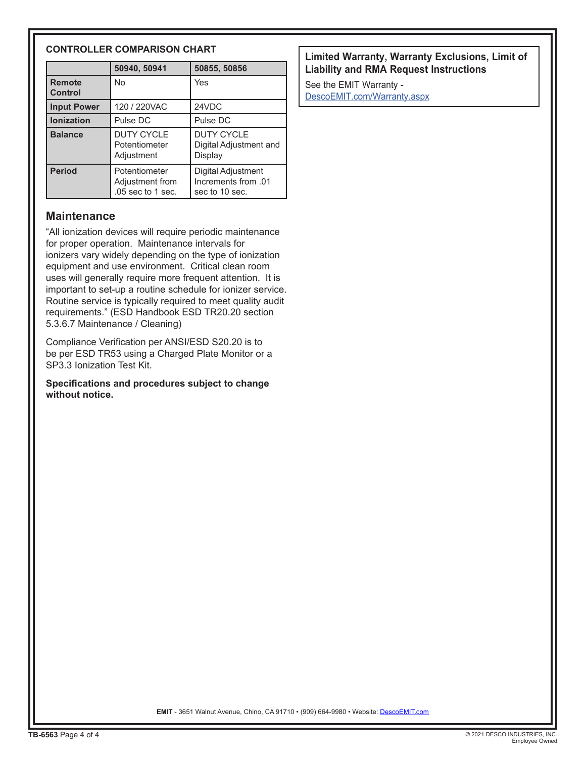### CONTROLLER COMPARISON CHART

| | 50940, 50941 | 50855, 50856 |
|---|---|---|
| **Remote Control** | No | Yes |
| **Input Power** | 120 / 220VAC | 24VDC |
| **Ionization** | Pulse DC | Pulse DC |
| **Balance** | DUTY CYCLE Potentiometer Adjustment | DUTY CYCLE Digital Adjustment and Display |
| **Period** | Potentiometer Adjustment from .05 sec to 1 sec. | Digital Adjustment Increments from .01 sec to 10 sec. |

## Maintenance

"All ionization devices will require periodic maintenance for proper operation. Maintenance intervals for ionizers vary widely depending on the type of ionization equipment and use environment. Critical clean room uses will generally require more frequent attention. It is important to set-up a routine schedule for ionizer service. Routine service is typically required to meet quality audit requirements." (ESD Handbook ESD TR20.20 section 5.3.6.7 Maintenance / Cleaning)

Compliance Verification per ANSI/ESD S20.20 is to be per ESD TR53 using a Charged Plate Monitor or a SP3.3 Ionization Test Kit.

**Specifications and procedures subject to change without notice.**

### Limited Warranty, Warranty Exclusions, Limit of Liability and RMA Request Instructions

See the EMIT Warranty - DescoEMIT.com/Warranty.aspx

**EMIT** - 3651 Walnut Avenue, Chino, CA 91710 • (909) 664-9980 • Website: DescoEMIT.com

**TB-6563**

© 2021 DESCO INDUSTRIES, INC.
Employee Owned